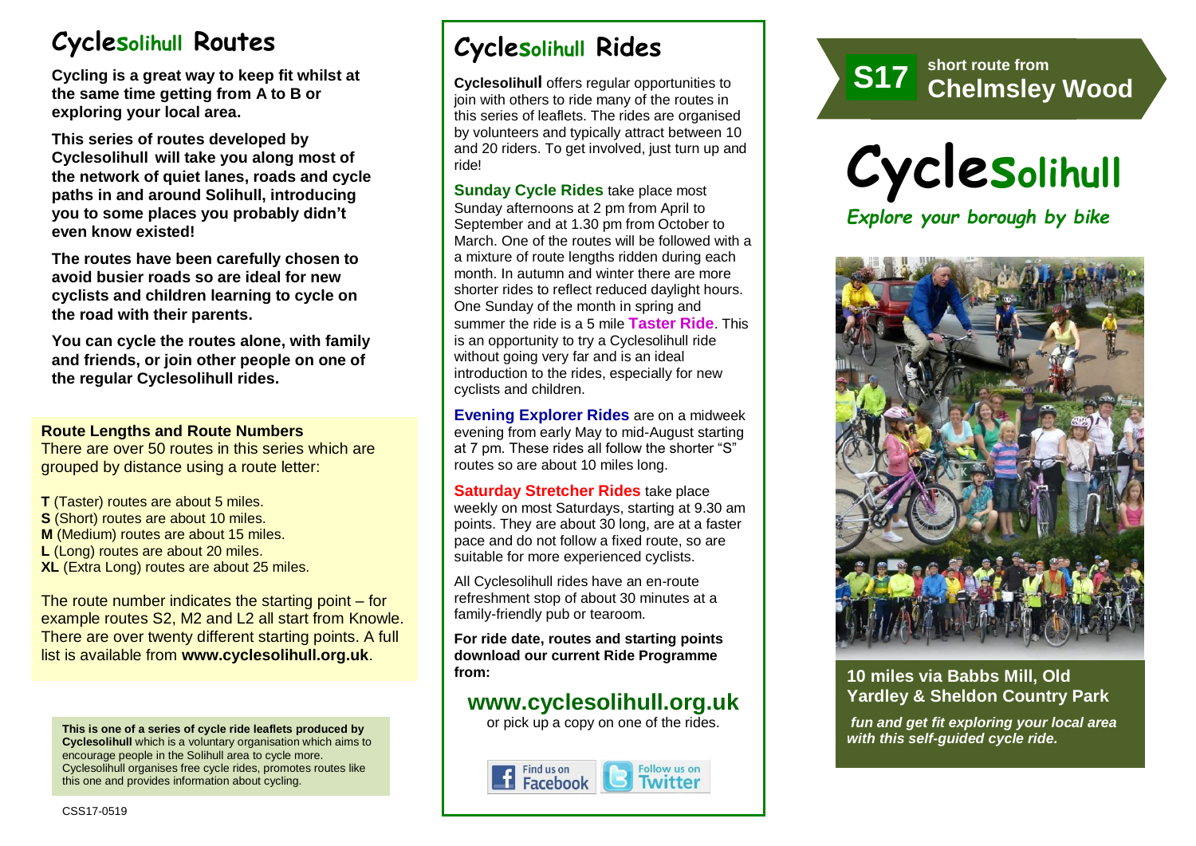# Cyclesolihull Routes

**Cycling is a great way to keep fit whilst at the same time getting from A to B or exploring your local area.**

**This series of routes developed by Cyclesolihull will take you along most of the network of quiet lanes, roads and cycle paths in and around Solihull, introducing you to some places you probably didn't even know existed!**

**The routes have been carefully chosen to avoid busier roads so are ideal for new cyclists and children learning to cycle on the road with their parents.**

**You can cycle the routes alone, with family and friends, or join other people on one of the regular Cyclesolihull rides.**

### Route Lengths and Route Numbers

There are over 50 routes in this series which are grouped by distance using a route letter:

**T** (Taster) routes are about 5 miles.
**S** (Short) routes are about 10 miles.
**M** (Medium) routes are about 15 miles.
**L** (Long) routes are about 20 miles.
**XL** (Extra Long) routes are about 25 miles.

The route number indicates the starting point – for example routes S2, M2 and L2 all start from Knowle. There are over twenty different starting points. A full list is available from **www.cyclesolihull.org.uk**.

**This is one of a series of cycle ride leaflets produced by Cyclesolihull** which is a voluntary organisation which aims to encourage people in the Solihull area to cycle more. Cyclesolihull organises free cycle rides, promotes routes like this one and provides information about cycling.

CSS17-0519

# Cyclesolihull Rides

**Cyclesolihull** offers regular opportunities to join with others to ride many of the routes in this series of leaflets. The rides are organised by volunteers and typically attract between 10 and 20 riders. To get involved, just turn up and ride!

**Sunday Cycle Rides** take place most Sunday afternoons at 2 pm from April to September and at 1.30 pm from October to March. One of the routes will be followed with a a mixture of route lengths ridden during each month. In autumn and winter there are more shorter rides to reflect reduced daylight hours. One Sunday of the month in spring and summer the ride is a 5 mile **Taster Ride**. This is an opportunity to try a Cyclesolihull ride without going very far and is an ideal introduction to the rides, especially for new cyclists and children.

**Evening Explorer Rides** are on a midweek evening from early May to mid-August starting at 7 pm. These rides all follow the shorter "S" routes so are about 10 miles long.

**Saturday Stretcher Rides** take place weekly on most Saturdays, starting at 9.30 am points. They are about 30 long, are at a faster pace and do not follow a fixed route, so are suitable for more experienced cyclists.

All Cyclesolihull rides have an en-route refreshment stop of about 30 minutes at a family-friendly pub or tearoom.

**For ride date, routes and starting points download our current Ride Programme from:**

## www.cyclesolihull.org.uk

or pick up a copy on one of the rides.

Find us on Facebook | Follow us on Twitter

**S17** short route from **Chelmsley Wood**

# Cyclesolihull

*Explore your borough by bike*

## 10 miles via Babbs Mill, Old Yardley & Sheldon Country Park

***fun and get fit exploring your local area with this self-guided cycle ride.***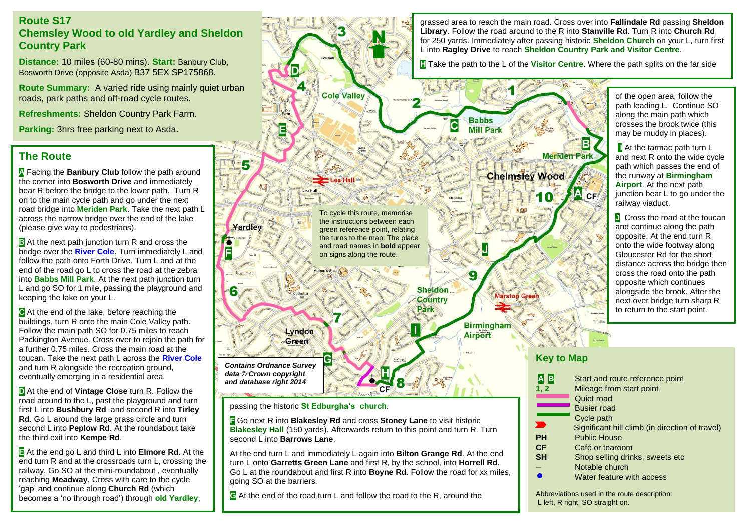## Route S17

## Chemsley Wood to old Yardley and Sheldon Country Park

**Distance:** 10 miles (60-80 mins). **Start:** Banbury Club, Bosworth Drive (opposite Asda) B37 5EX SP175868.

**Route Summary:** A varied ride using mainly quiet urban roads, park paths and off-road cycle routes.

**Refreshments:** Sheldon Country Park Farm.

**Parking:** 3hrs free parking next to Asda.

## The Route

**A** Facing the **Banbury Club** follow the path around the corner into **Bosworth Drive** and immediately bear R before the bridge to the lower path. Turn R on to the main cycle path and go under the next road bridge into **Meriden Park**. Take the next path L across the narrow bridge over the end of the lake (please give way to pedestrians).

**B** At the next path junction turn R and cross the bridge over the **River Cole**. Turn immediately L and follow the path onto Forth Drive. Turn L and at the end of the road go L to cross the road at the zebra into **Babbs Mill Park**. At the next path junction turn L and go SO for 1 mile, passing the playground and keeping the lake on your L.

**C** At the end of the lake, before reaching the buildings, turn R onto the main Cole Valley path. Follow the main path SO for 0.75 miles to reach Packington Avenue. Cross over to rejoin the path for a further 0.75 miles. Cross the main road at the toucan. Take the next path L across the **River Cole** and turn R alongside the recreation ground, eventually emerging in a residential area.

**D** At the end of **Vintage Close** turn R. Follow the road around to the L, past the playground and turn first L into **Bushbury Rd** and second R into **Tirley Rd**. Go L around the large grass circle and turn second L into **Peplow Rd**. At the roundabout take the third exit into **Kempe Rd**.

**E** At the end go L and third L into **Elmore Rd**. At the end turn R and at the crossroads turn L, crossing the railway. Go SO at the mini-roundabout , eventually reaching **Meadway**. Cross with care to the cycle 'gap' and continue along **Church Rd** (which becomes a 'no through road') through **old Yardley**, passing the historic **St Edburgha's church**.

**F** Go next R into **Blakesley Rd** and cross **Stoney Lane** to visit historic **Blakesley Hall** (150 yards). Afterwards return to this point and turn R. Turn second L into **Barrows Lane**.

At the end turn L and immediately L again into **Bilton Grange Rd**. At the end turn L onto **Garretts Green Lane** and first R, by the school, into **Horrell Rd**. Go L at the roundabout and first R into **Boyne Rd**. Follow the road for xx miles, going SO at the barriers.

**G** At the end of the road turn L and follow the road to the R, around the grassed area to reach the main road. Cross over into **Fallindale Rd** passing **Sheldon Library**. Follow the road around to the R into **Stanville Rd**. Turn R into **Church Rd** for 250 yards. Immediately after passing historic **Sheldon Church** on your L, turn first L into **Ragley Drive** to reach **Sheldon Country Park and Visitor Centre**.

**H** Take the path to the L of the **Visitor Centre**. Where the path splits on the far side of the open area, follow the path leading L. Continue SO along the main path which crosses the brook twice (this may be muddy in places).

**I** At the tarmac path turn L and next R onto the wide cycle path which passes the end of the runway at **Birmingham Airport**. At the next path junction bear L to go under the railway viaduct.

**J** Cross the road at the toucan and continue along the path opposite. At the end turn R onto the wide footway along Gloucester Rd for the short distance across the bridge then cross the road onto the path opposite which continues alongside the brook. After the next over bridge turn sharp R to return to the start point.

To cycle this route, memorise the instructions between each green reference point, relating the turns to the map. The place and road names in **bold** appear on signs along the route.

*Contains Ordnance Survey data © Crown copyright and database right 2014*

## Key to Map

| | |
|---|---|
| A B | Start and route reference point |
| 1, 2 | Mileage from start point |
| | Quiet road |
| | Busier road |
| | Cycle path |
| | Significant hill climb (in direction of travel) |
| PH | Public House |
| CF | Café or tearoom |
| SH | Shop selling drinks, sweets etc |
| | Notable church |
| | Water feature with access |

Abbreviations used in the route description: L left, R right, SO straight on.